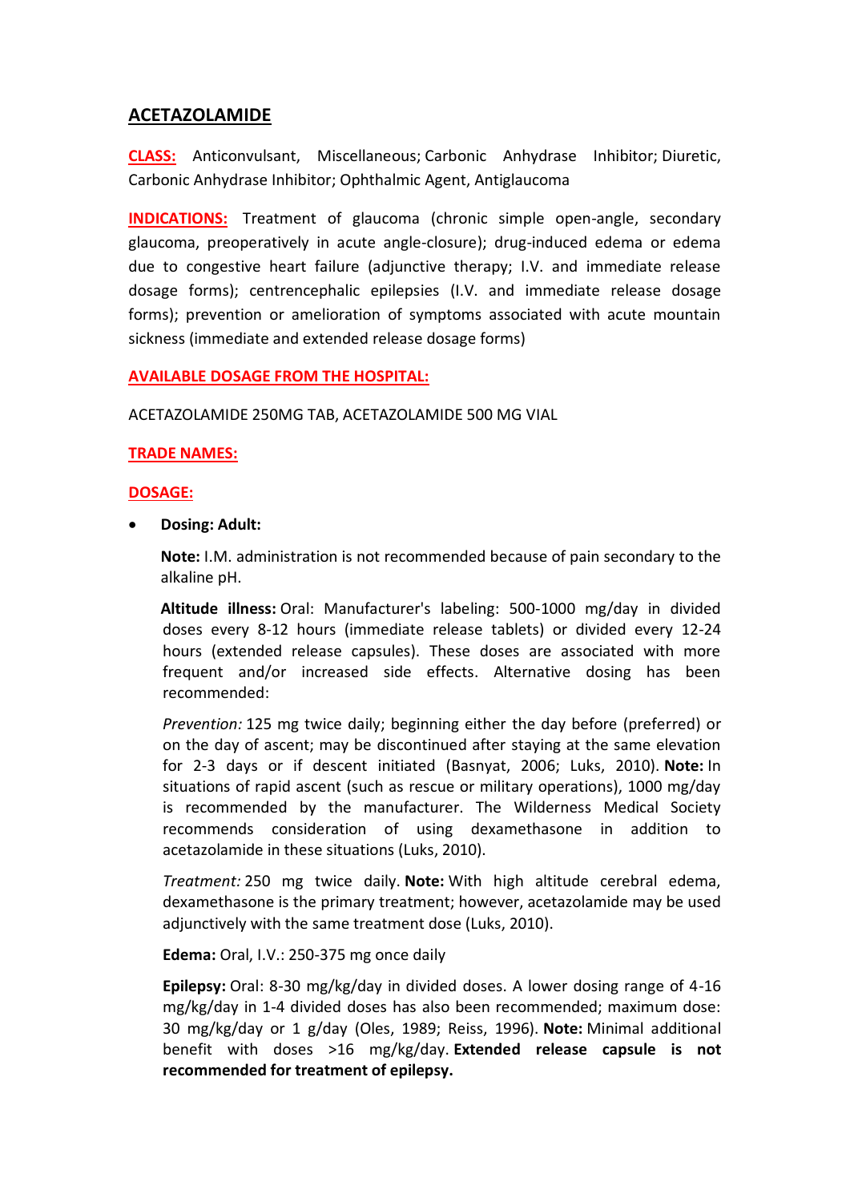## ACETAZOLAMIDE

**CLASS:** Anticonvulsant, Miscellaneous; Carbonic Anhydrase Inhibitor; Diuretic, Carbonic Anhydrase Inhibitor; Ophthalmic Agent, Antiglaucoma

**INDICATIONS:** Treatment of glaucoma (chronic simple open-angle, secondary glaucoma, preoperatively in acute angle-closure); drug-induced edema or edema due to congestive heart failure (adjunctive therapy; I.V. and immediate release dosage forms); centrencephalic epilepsies (I.V. and immediate release dosage forms); prevention or amelioration of symptoms associated with acute mountain sickness (immediate and extended release dosage forms)

**AVAILABLE DOSAGE FROM THE HOSPITAL:**

ACETAZOLAMIDE 250MG TAB, ACETAZOLAMIDE 500 MG VIAL

**TRADE NAMES:**

**DOSAGE:**

- **Dosing: Adult:**

  **Note:** I.M. administration is not recommended because of pain secondary to the alkaline pH.

  **Altitude illness:** Oral: Manufacturer's labeling: 500-1000 mg/day in divided doses every 8-12 hours (immediate release tablets) or divided every 12-24 hours (extended release capsules). These doses are associated with more frequent and/or increased side effects. Alternative dosing has been recommended:

  *Prevention:* 125 mg twice daily; beginning either the day before (preferred) or on the day of ascent; may be discontinued after staying at the same elevation for 2-3 days or if descent initiated (Basnyat, 2006; Luks, 2010). **Note:** In situations of rapid ascent (such as rescue or military operations), 1000 mg/day is recommended by the manufacturer. The Wilderness Medical Society recommends consideration of using dexamethasone in addition to acetazolamide in these situations (Luks, 2010).

  *Treatment:* 250 mg twice daily. **Note:** With high altitude cerebral edema, dexamethasone is the primary treatment; however, acetazolamide may be used adjunctively with the same treatment dose (Luks, 2010).

  **Edema:** Oral, I.V.: 250-375 mg once daily

  **Epilepsy:** Oral: 8-30 mg/kg/day in divided doses. A lower dosing range of 4-16 mg/kg/day in 1-4 divided doses has also been recommended; maximum dose: 30 mg/kg/day or 1 g/day (Oles, 1989; Reiss, 1996). **Note:** Minimal additional benefit with doses >16 mg/kg/day. **Extended release capsule is not recommended for treatment of epilepsy.**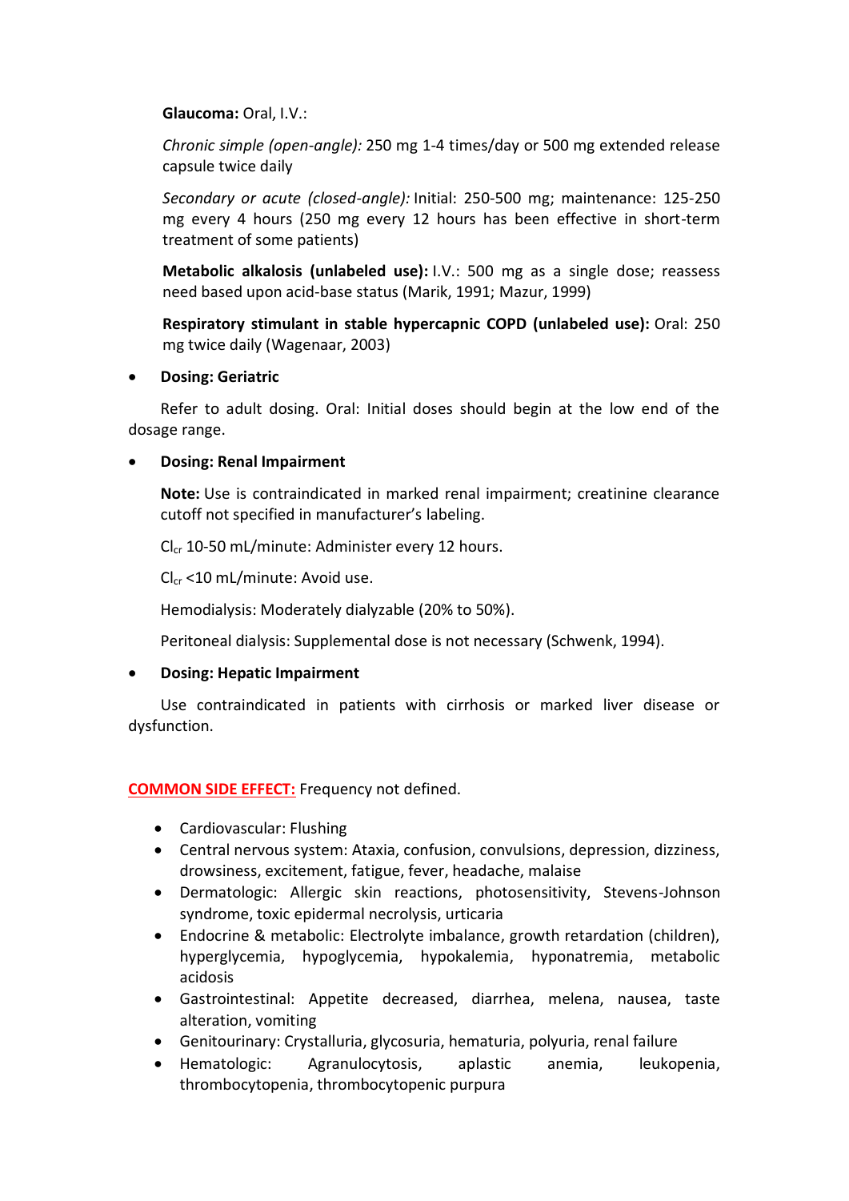**Glaucoma:** Oral, I.V.:

*Chronic simple (open-angle):* 250 mg 1-4 times/day or 500 mg extended release capsule twice daily

*Secondary or acute (closed-angle):* Initial: 250-500 mg; maintenance: 125-250 mg every 4 hours (250 mg every 12 hours has been effective in short-term treatment of some patients)

**Metabolic alkalosis (unlabeled use):** I.V.: 500 mg as a single dose; reassess need based upon acid-base status (Marik, 1991; Mazur, 1999)

**Respiratory stimulant in stable hypercapnic COPD (unlabeled use):** Oral: 250 mg twice daily (Wagenaar, 2003)

- **Dosing: Geriatric**

Refer to adult dosing. Oral: Initial doses should begin at the low end of the dosage range.

- **Dosing: Renal Impairment**

**Note:** Use is contraindicated in marked renal impairment; creatinine clearance cutoff not specified in manufacturer's labeling.

$Cl_{cr}$ 10-50 mL/minute: Administer every 12 hours.

$Cl_{cr}$ <10 mL/minute: Avoid use.

Hemodialysis: Moderately dialyzable (20% to 50%).

Peritoneal dialysis: Supplemental dose is not necessary (Schwenk, 1994).

- **Dosing: Hepatic Impairment**

Use contraindicated in patients with cirrhosis or marked liver disease or dysfunction.

**COMMON SIDE EFFECT:** Frequency not defined.

- Cardiovascular: Flushing
- Central nervous system: Ataxia, confusion, convulsions, depression, dizziness, drowsiness, excitement, fatigue, fever, headache, malaise
- Dermatologic: Allergic skin reactions, photosensitivity, Stevens-Johnson syndrome, toxic epidermal necrolysis, urticaria
- Endocrine & metabolic: Electrolyte imbalance, growth retardation (children), hyperglycemia, hypoglycemia, hypokalemia, hyponatremia, metabolic acidosis
- Gastrointestinal: Appetite decreased, diarrhea, melena, nausea, taste alteration, vomiting
- Genitourinary: Crystalluria, glycosuria, hematuria, polyuria, renal failure
- Hematologic: Agranulocytosis, aplastic anemia, leukopenia, thrombocytopenia, thrombocytopenic purpura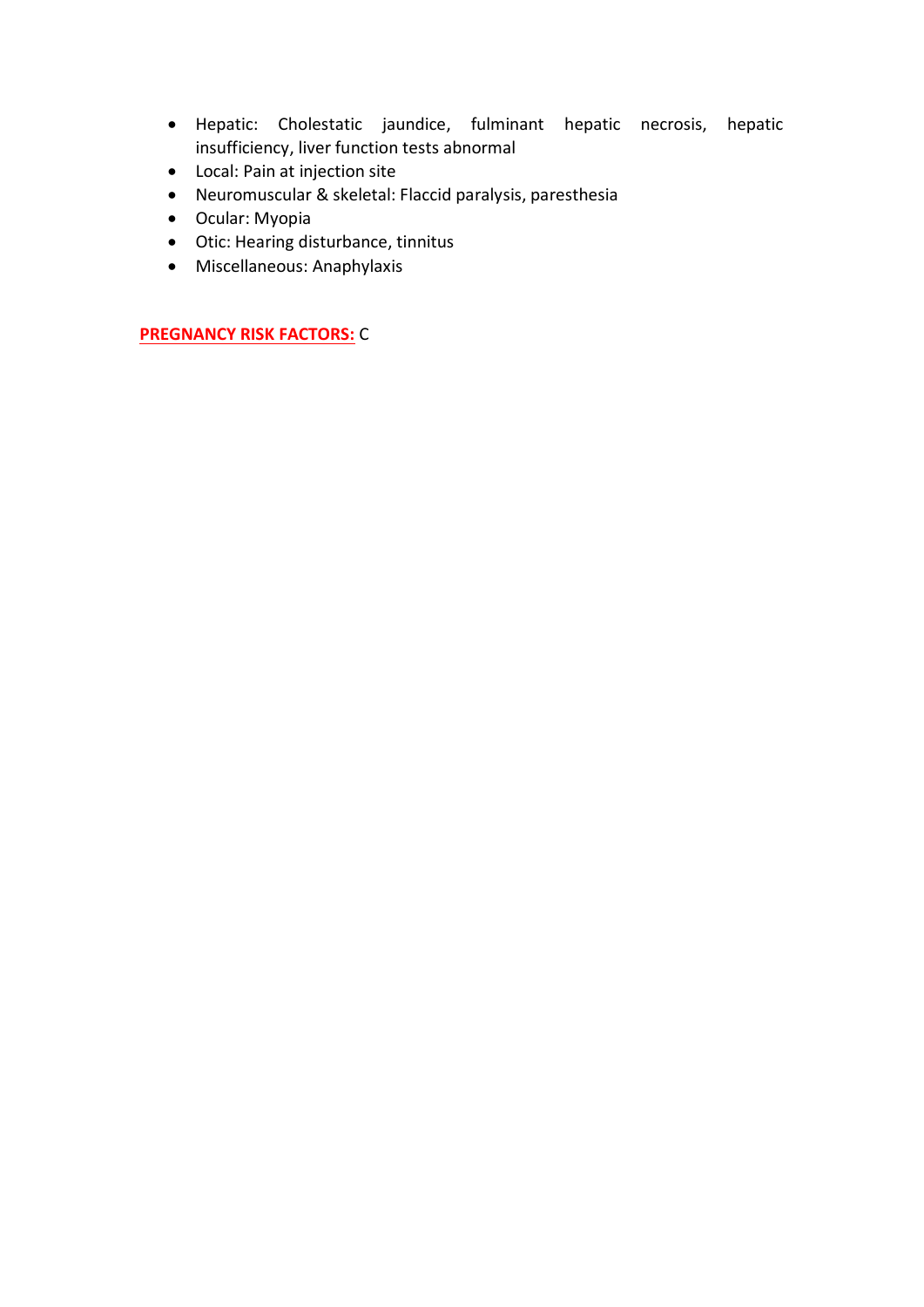- Hepatic: Cholestatic jaundice, fulminant hepatic necrosis, hepatic insufficiency, liver function tests abnormal
- Local: Pain at injection site
- Neuromuscular & skeletal: Flaccid paralysis, paresthesia
- Ocular: Myopia
- Otic: Hearing disturbance, tinnitus
- Miscellaneous: Anaphylaxis

**PREGNANCY RISK FACTORS:** C